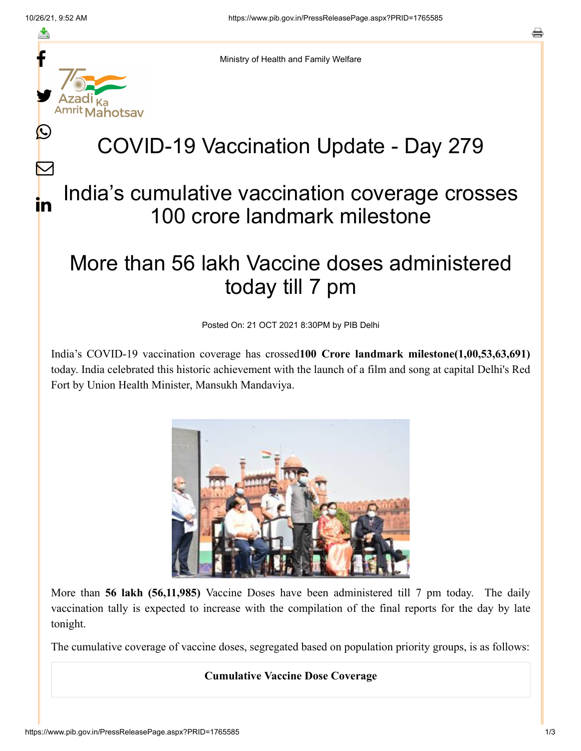Ministry of Health and Family Welfare

# COVID-19 Vaccination Update - Day 279

## India's cumulative vaccination coverage crosses 100 crore landmark milestone

## More than 56 lakh Vaccine doses administered today till 7 pm

Posted On: 21 OCT 2021 8:30PM by PIB Delhi

India's COVID-19 vaccination coverage has crossed **100 Crore landmark milestone(1,00,53,63,691)** today. India celebrated this historic achievement with the launch of a film and song at capital Delhi's Red Fort by Union Health Minister, Mansukh Mandaviya.

More than **56 lakh (56,11,985)** Vaccine Doses have been administered till 7 pm today. The daily vaccination tally is expected to increase with the compilation of the final reports for the day by late tonight.

The cumulative coverage of vaccine doses, segregated based on population priority groups, is as follows:

| Cumulative Vaccine Dose Coverage |
|---|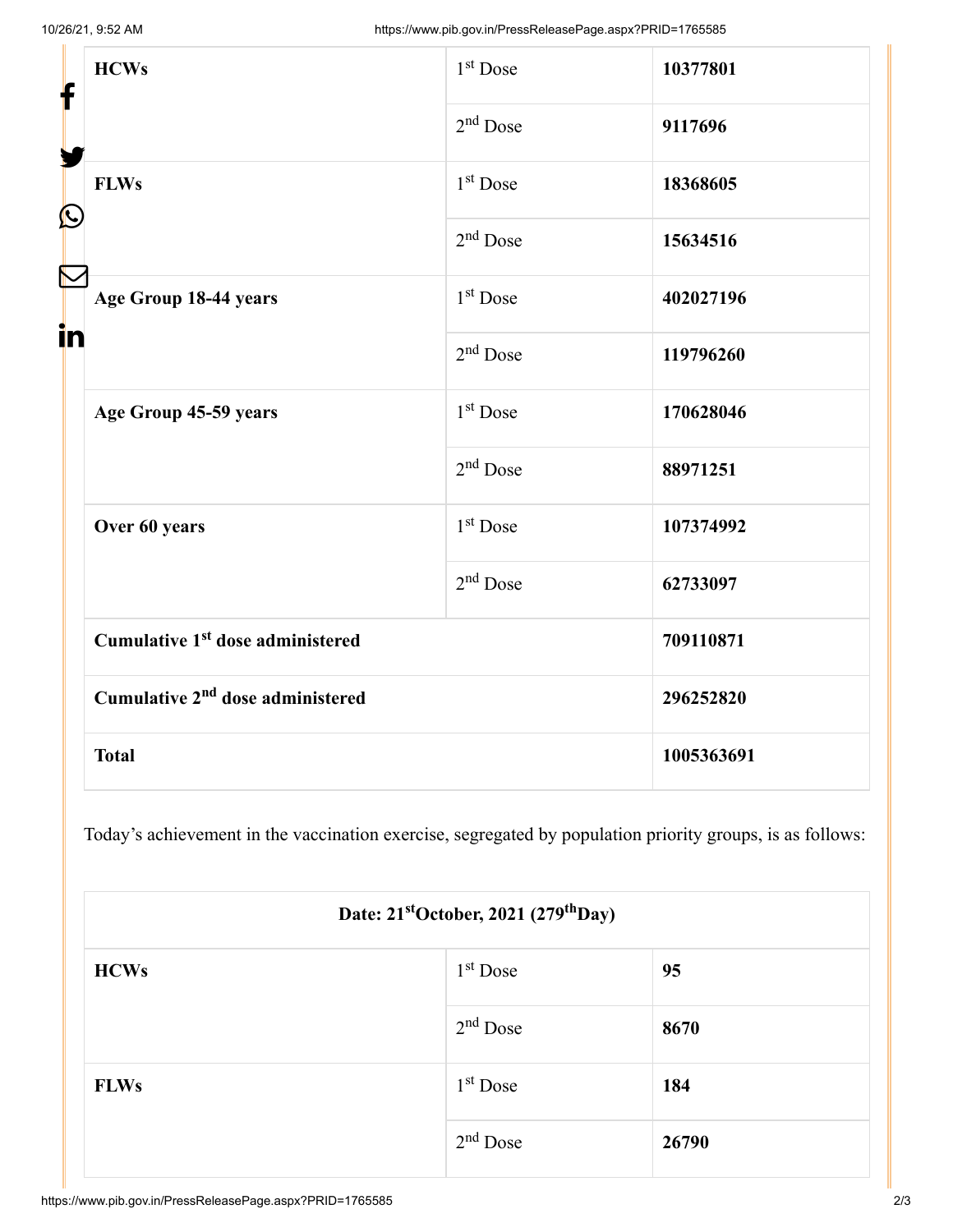| HCWs | 1st Dose | **10377801** |
| --- | --- | --- |
| | 2nd Dose | **9117696** |
| **FLWs** | 1st Dose | **18368605** |
| | 2nd Dose | **15634516** |
| **Age Group 18-44 years** | 1st Dose | **402027196** |
| | 2nd Dose | **119796260** |
| **Age Group 45-59 years** | 1st Dose | **170628046** |
| | 2nd Dose | **88971251** |
| **Over 60 years** | 1st Dose | **107374992** |
| | 2nd Dose | **62733097** |
| **Cumulative 1st dose administered** | | **709110871** |
| **Cumulative 2nd dose administered** | | **296252820** |
| **Total** | | **1005363691** |

Today's achievement in the vaccination exercise, segregated by population priority groups, is as follows:

| Date: 21st October, 2021 (279th Day) | | |
| --- | --- | --- |
| **HCWs** | 1st Dose | **95** |
| | 2nd Dose | **8670** |
| **FLWs** | 1st Dose | **184** |
| | 2nd Dose | **26790** |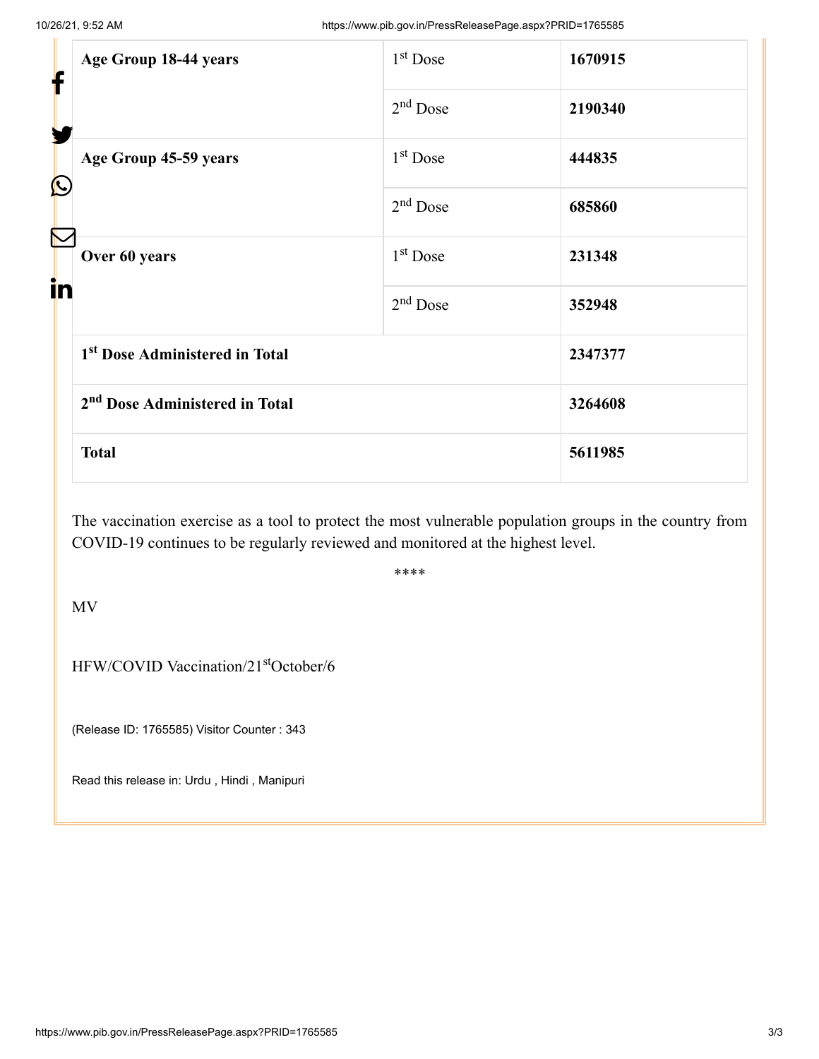| | | |
|---|---|---|
| **Age Group 18-44 years** | 1st Dose | **1670915** |
| | 2nd Dose | **2190340** |
| **Age Group 45-59 years** | 1st Dose | **444835** |
| | 2nd Dose | **685860** |
| **Over 60 years** | 1st Dose | **231348** |
| | 2nd Dose | **352948** |
| **1st Dose Administered in Total** | | **2347377** |
| **2nd Dose Administered in Total** | | **3264608** |
| **Total** | | **5611985** |

The vaccination exercise as a tool to protect the most vulnerable population groups in the country from COVID-19 continues to be regularly reviewed and monitored at the highest level.

****

MV

HFW/COVID Vaccination/21stOctober/6

(Release ID: 1765585) Visitor Counter : 343

Read this release in: Urdu , Hindi , Manipuri